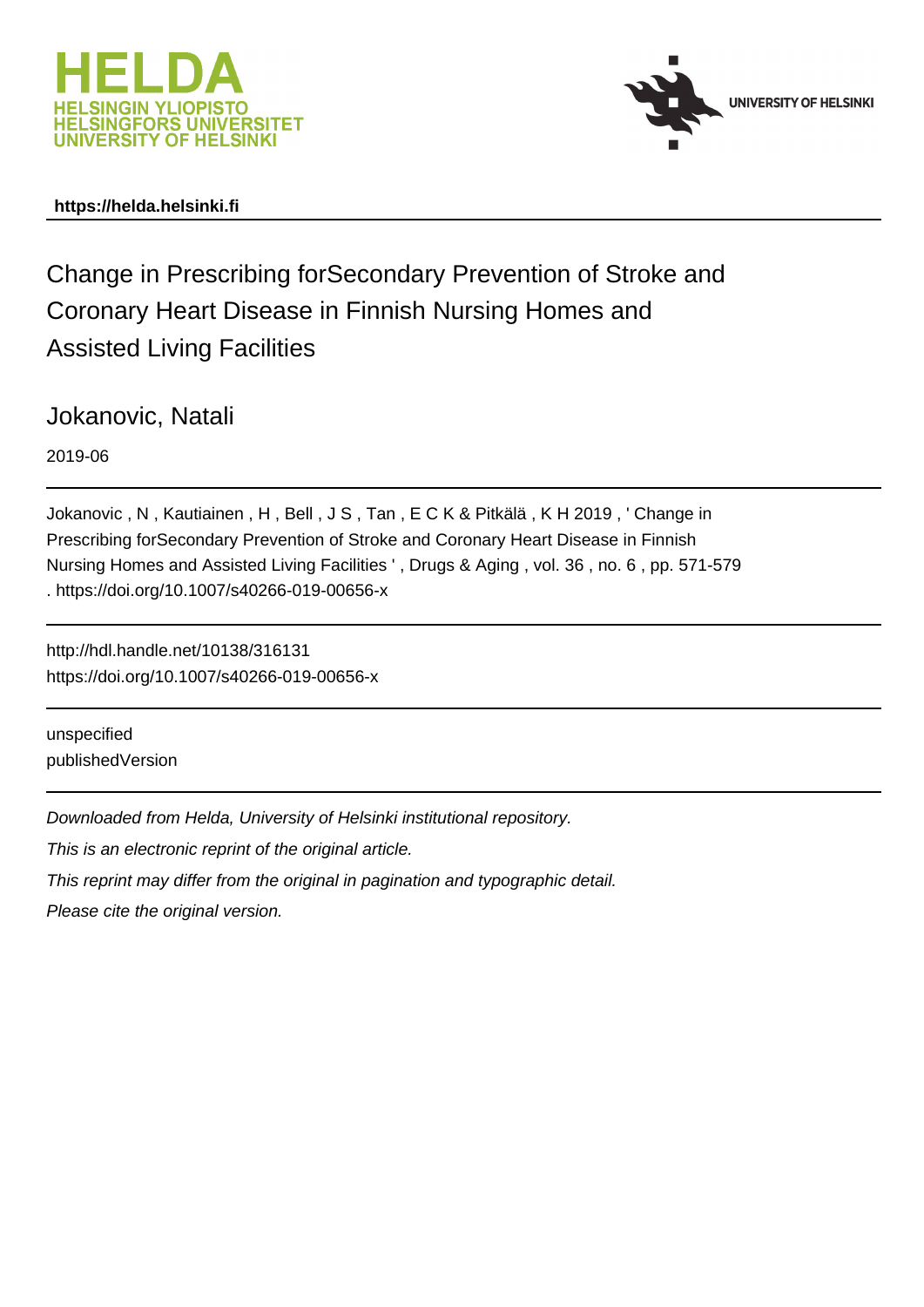https://helda.helsinki.fi

# Change in Prescribing forSecondary Prevention of Stroke and Coronary Heart Disease in Finnish Nursing Homes and Assisted Living Facilities

Jokanovic, Natali

2019-06

Jokanovic , N , Kautiainen , H , Bell , J S , Tan , E C K & Pitkälä , K H 2019 , ' Change in Prescribing forSecondary Prevention of Stroke and Coronary Heart Disease in Finnish Nursing Homes and Assisted Living Facilities ' , Drugs & Aging , vol. 36 , no. 6 , pp. 571-579 . https://doi.org/10.1007/s40266-019-00656-x

http://hdl.handle.net/10138/316131
https://doi.org/10.1007/s40266-019-00656-x

unspecified
publishedVersion

*Downloaded from Helda, University of Helsinki institutional repository.*

*This is an electronic reprint of the original article.*

*This reprint may differ from the original in pagination and typographic detail.*

*Please cite the original version.*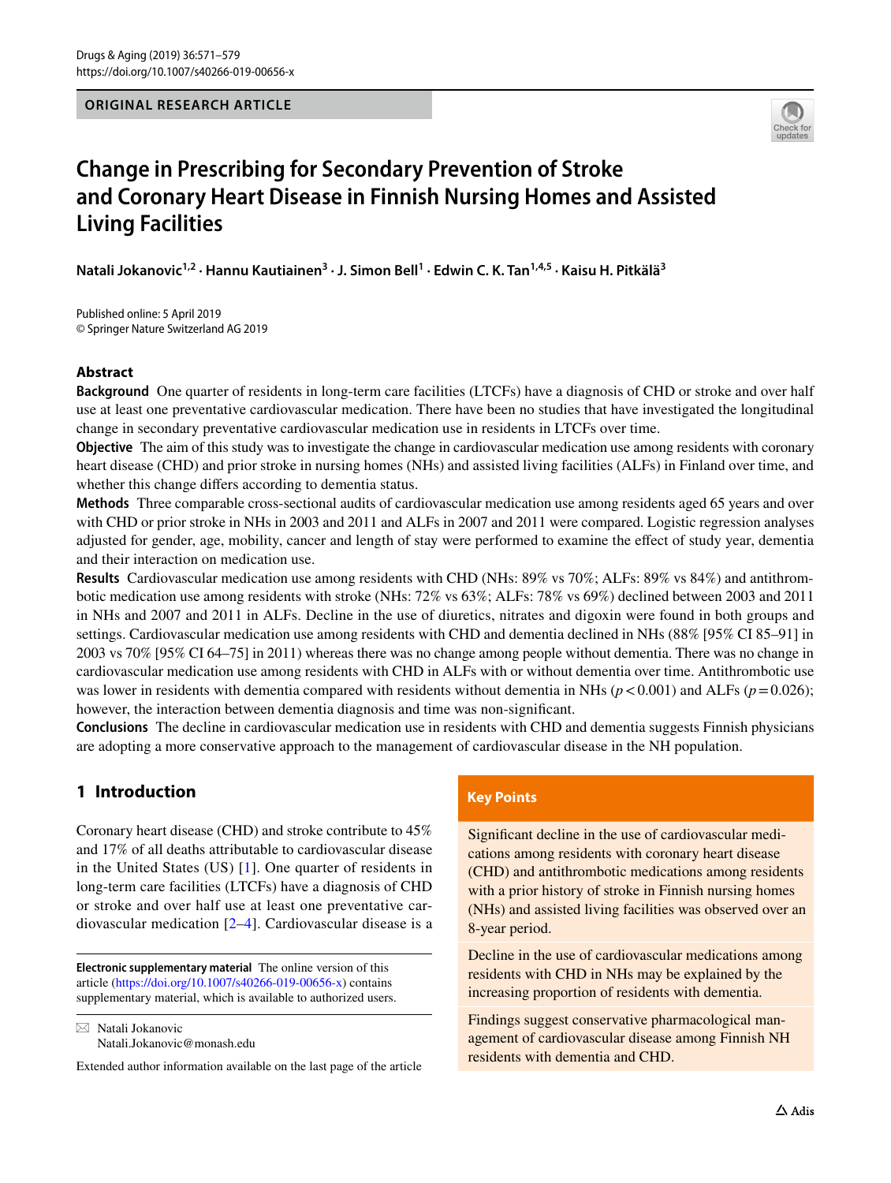# Change in Prescribing for Secondary Prevention of Stroke and Coronary Heart Disease in Finnish Nursing Homes and Assisted Living Facilities

**Natali Jokanovic**[1,2] · **Hannu Kautiainen**[3] · **J. Simon Bell**[1] · **Edwin C. K. Tan**[1,4,5] · **Kaisu H. Pitkälä**[3]

Published online: 5 April 2019
© Springer Nature Switzerland AG 2019

## Abstract

**Background** One quarter of residents in long-term care facilities (LTCFs) have a diagnosis of CHD or stroke and over half use at least one preventative cardiovascular medication. There have been no studies that have investigated the longitudinal change in secondary preventative cardiovascular medication use in residents in LTCFs over time.

**Objective** The aim of this study was to investigate the change in cardiovascular medication use among residents with coronary heart disease (CHD) and prior stroke in nursing homes (NHs) and assisted living facilities (ALFs) in Finland over time, and whether this change differs according to dementia status.

**Methods** Three comparable cross-sectional audits of cardiovascular medication use among residents aged 65 years and over with CHD or prior stroke in NHs in 2003 and 2011 and ALFs in 2007 and 2011 were compared. Logistic regression analyses adjusted for gender, age, mobility, cancer and length of stay were performed to examine the effect of study year, dementia and their interaction on medication use.

**Results** Cardiovascular medication use among residents with CHD (NHs: 89% vs 70%; ALFs: 89% vs 84%) and antithrombotic medication use among residents with stroke (NHs: 72% vs 63%; ALFs: 78% vs 69%) declined between 2003 and 2011 in NHs and 2007 and 2011 in ALFs. Decline in the use of diuretics, nitrates and digoxin were found in both groups and settings. Cardiovascular medication use among residents with CHD and dementia declined in NHs (88% [95% CI 85–91] in 2003 vs 70% [95% CI 64–75] in 2011) whereas there was no change among people without dementia. There was no change in cardiovascular medication use among residents with CHD in ALFs with or without dementia over time. Antithrombotic use was lower in residents with dementia compared with residents without dementia in NHs ($p < 0.001$) and ALFs ($p = 0.026$); however, the interaction between dementia diagnosis and time was non-significant.

**Conclusions** The decline in cardiovascular medication use in residents with CHD and dementia suggests Finnish physicians are adopting a more conservative approach to the management of cardiovascular disease in the NH population.

## Key Points

Significant decline in the use of cardiovascular medications among residents with coronary heart disease (CHD) and antithrombotic medications among residents with a prior history of stroke in Finnish nursing homes (NHs) and assisted living facilities was observed over an 8-year period.

Decline in the use of cardiovascular medications among residents with CHD in NHs may be explained by the increasing proportion of residents with dementia.

Findings suggest conservative pharmacological management of cardiovascular disease among Finnish NH residents with dementia and CHD.

## 1 Introduction

Coronary heart disease (CHD) and stroke contribute to 45% and 17% of all deaths attributable to cardiovascular disease in the United States (US) [1]. One quarter of residents in long-term care facilities (LTCFs) have a diagnosis of CHD or stroke and over half use at least one preventative cardiovascular medication [2–4]. Cardiovascular disease is a

**Electronic supplementary material** The online version of this article (https://doi.org/10.1007/s40266-019-00656-x) contains supplementary material, which is available to authorized users.

✉ Natali Jokanovic
Natali.Jokanovic@monash.edu

Extended author information available on the last page of the article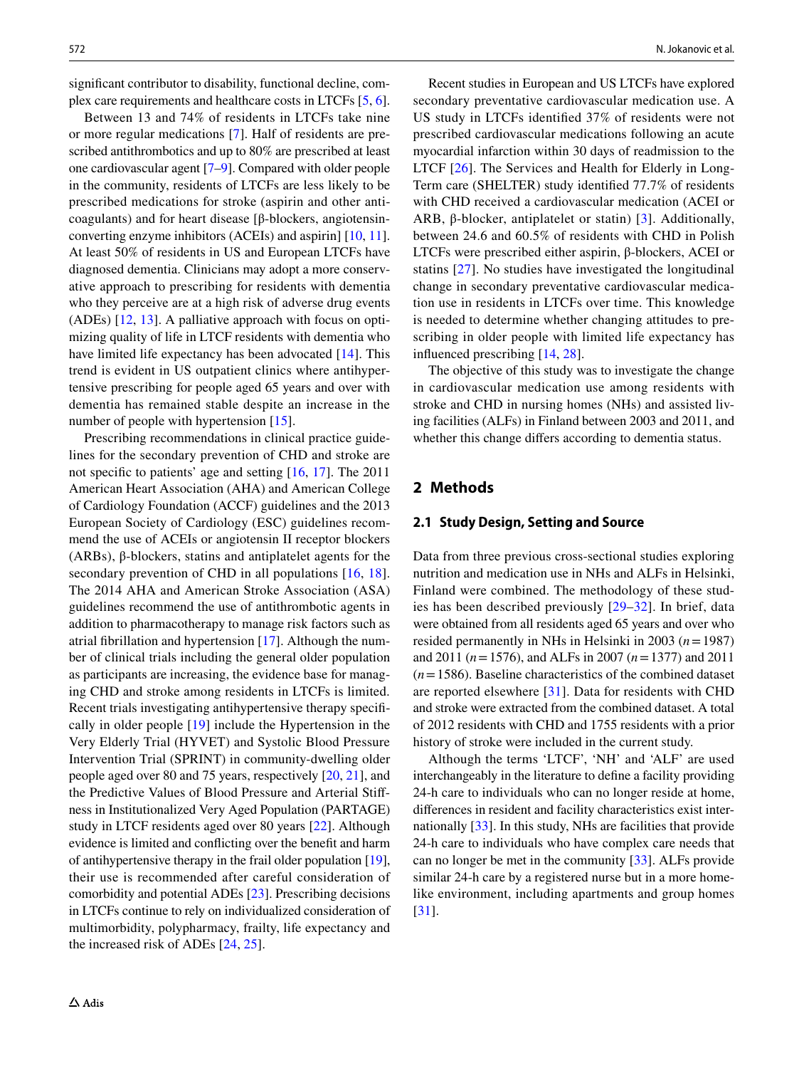significant contributor to disability, functional decline, complex care requirements and healthcare costs in LTCFs [5, 6].

Between 13 and 74% of residents in LTCFs take nine or more regular medications [7]. Half of residents are prescribed antithrombotics and up to 80% are prescribed at least one cardiovascular agent [7–9]. Compared with older people in the community, residents of LTCFs are less likely to be prescribed medications for stroke (aspirin and other anticoagulants) and for heart disease [β-blockers, angiotensin-converting enzyme inhibitors (ACEIs) and aspirin] [10, 11]. At least 50% of residents in US and European LTCFs have diagnosed dementia. Clinicians may adopt a more conservative approach to prescribing for residents with dementia who they perceive are at a high risk of adverse drug events (ADEs) [12, 13]. A palliative approach with focus on optimizing quality of life in LTCF residents with dementia who have limited life expectancy has been advocated [14]. This trend is evident in US outpatient clinics where antihypertensive prescribing for people aged 65 years and over with dementia has remained stable despite an increase in the number of people with hypertension [15].

Prescribing recommendations in clinical practice guidelines for the secondary prevention of CHD and stroke are not specific to patients' age and setting [16, 17]. The 2011 American Heart Association (AHA) and American College of Cardiology Foundation (ACCF) guidelines and the 2013 European Society of Cardiology (ESC) guidelines recommend the use of ACEIs or angiotensin II receptor blockers (ARBs), β-blockers, statins and antiplatelet agents for the secondary prevention of CHD in all populations [16, 18]. The 2014 AHA and American Stroke Association (ASA) guidelines recommend the use of antithrombotic agents in addition to pharmacotherapy to manage risk factors such as atrial fibrillation and hypertension [17]. Although the number of clinical trials including the general older population as participants are increasing, the evidence base for managing CHD and stroke among residents in LTCFs is limited. Recent trials investigating antihypertensive therapy specifically in older people [19] include the Hypertension in the Very Elderly Trial (HYVET) and Systolic Blood Pressure Intervention Trial (SPRINT) in community-dwelling older people aged over 80 and 75 years, respectively [20, 21], and the Predictive Values of Blood Pressure and Arterial Stiffness in Institutionalized Very Aged Population (PARTAGE) study in LTCF residents aged over 80 years [22]. Although evidence is limited and conflicting over the benefit and harm of antihypertensive therapy in the frail older population [19], their use is recommended after careful consideration of comorbidity and potential ADEs [23]. Prescribing decisions in LTCFs continue to rely on individualized consideration of multimorbidity, polypharmacy, frailty, life expectancy and the increased risk of ADEs [24, 25].

Recent studies in European and US LTCFs have explored secondary preventative cardiovascular medication use. A US study in LTCFs identified 37% of residents were not prescribed cardiovascular medications following an acute myocardial infarction within 30 days of readmission to the LTCF [26]. The Services and Health for Elderly in Long-Term care (SHELTER) study identified 77.7% of residents with CHD received a cardiovascular medication (ACEI or ARB, β-blocker, antiplatelet or statin) [3]. Additionally, between 24.6 and 60.5% of residents with CHD in Polish LTCFs were prescribed either aspirin, β-blockers, ACEI or statins [27]. No studies have investigated the longitudinal change in secondary preventative cardiovascular medication use in residents in LTCFs over time. This knowledge is needed to determine whether changing attitudes to prescribing in older people with limited life expectancy has influenced prescribing [14, 28].

The objective of this study was to investigate the change in cardiovascular medication use among residents with stroke and CHD in nursing homes (NHs) and assisted living facilities (ALFs) in Finland between 2003 and 2011, and whether this change differs according to dementia status.

## 2 Methods

### 2.1 Study Design, Setting and Source

Data from three previous cross-sectional studies exploring nutrition and medication use in NHs and ALFs in Helsinki, Finland were combined. The methodology of these studies has been described previously [29–32]. In brief, data were obtained from all residents aged 65 years and over who resided permanently in NHs in Helsinki in 2003 ($n = 1987$) and 2011 ($n = 1576$), and ALFs in 2007 ($n = 1377$) and 2011 ($n = 1586$). Baseline characteristics of the combined dataset are reported elsewhere [31]. Data for residents with CHD and stroke were extracted from the combined dataset. A total of 2012 residents with CHD and 1755 residents with a prior history of stroke were included in the current study.

Although the terms 'LTCF', 'NH' and 'ALF' are used interchangeably in the literature to define a facility providing 24-h care to individuals who can no longer reside at home, differences in resident and facility characteristics exist internationally [33]. In this study, NHs are facilities that provide 24-h care to individuals who have complex care needs that can no longer be met in the community [33]. ALFs provide similar 24-h care by a registered nurse but in a more home-like environment, including apartments and group homes [31].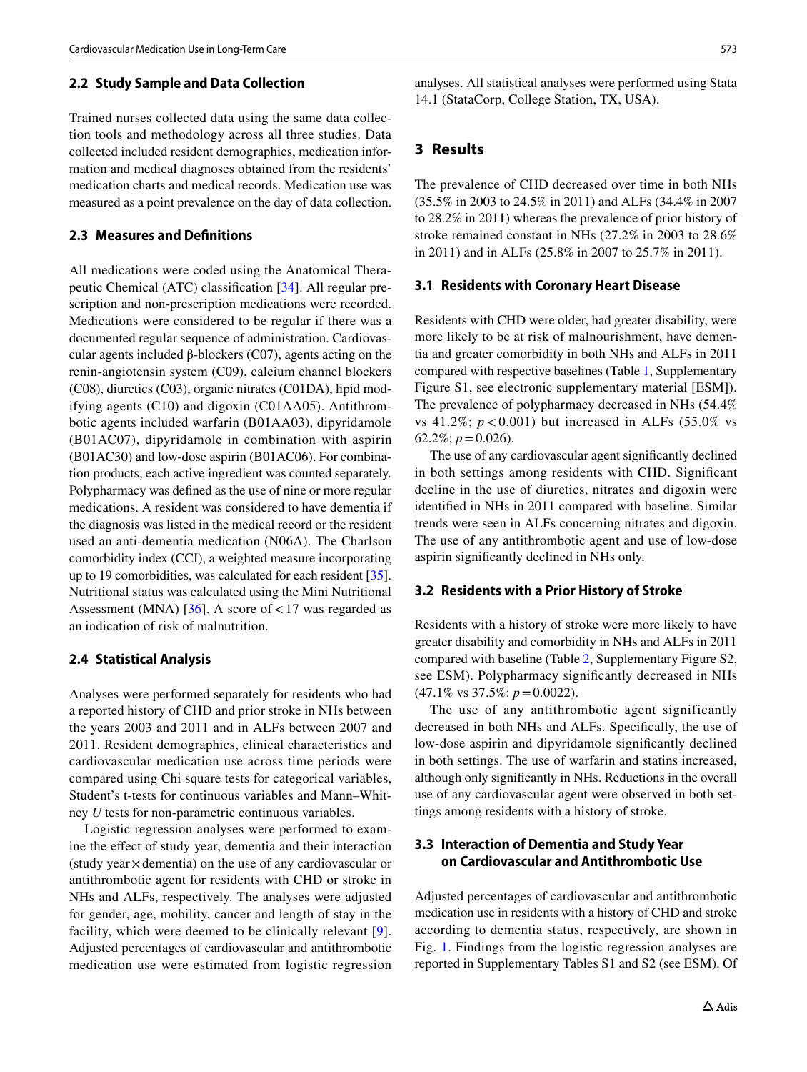### 2.2 Study Sample and Data Collection

Trained nurses collected data using the same data collection tools and methodology across all three studies. Data collected included resident demographics, medication information and medical diagnoses obtained from the residents' medication charts and medical records. Medication use was measured as a point prevalence on the day of data collection.

### 2.3 Measures and Definitions

All medications were coded using the Anatomical Therapeutic Chemical (ATC) classification [34]. All regular prescription and non-prescription medications were recorded. Medications were considered to be regular if there was a documented regular sequence of administration. Cardiovascular agents included β-blockers (C07), agents acting on the renin-angiotensin system (C09), calcium channel blockers (C08), diuretics (C03), organic nitrates (C01DA), lipid modifying agents (C10) and digoxin (C01AA05). Antithrombotic agents included warfarin (B01AA03), dipyridamole (B01AC07), dipyridamole in combination with aspirin (B01AC30) and low-dose aspirin (B01AC06). For combination products, each active ingredient was counted separately. Polypharmacy was defined as the use of nine or more regular medications. A resident was considered to have dementia if the diagnosis was listed in the medical record or the resident used an anti-dementia medication (N06A). The Charlson comorbidity index (CCI), a weighted measure incorporating up to 19 comorbidities, was calculated for each resident [35]. Nutritional status was calculated using the Mini Nutritional Assessment (MNA) [36]. A score of < 17 was regarded as an indication of risk of malnutrition.

### 2.4 Statistical Analysis

Analyses were performed separately for residents who had a reported history of CHD and prior stroke in NHs between the years 2003 and 2011 and in ALFs between 2007 and 2011. Resident demographics, clinical characteristics and cardiovascular medication use across time periods were compared using Chi square tests for categorical variables, Student's t-tests for continuous variables and Mann–Whitney *U* tests for non-parametric continuous variables.

Logistic regression analyses were performed to examine the effect of study year, dementia and their interaction (study year × dementia) on the use of any cardiovascular or antithrombotic agent for residents with CHD or stroke in NHs and ALFs, respectively. The analyses were adjusted for gender, age, mobility, cancer and length of stay in the facility, which were deemed to be clinically relevant [9]. Adjusted percentages of cardiovascular and antithrombotic medication use were estimated from logistic regression analyses. All statistical analyses were performed using Stata 14.1 (StataCorp, College Station, TX, USA).

## 3 Results

The prevalence of CHD decreased over time in both NHs (35.5% in 2003 to 24.5% in 2011) and ALFs (34.4% in 2007 to 28.2% in 2011) whereas the prevalence of prior history of stroke remained constant in NHs (27.2% in 2003 to 28.6% in 2011) and in ALFs (25.8% in 2007 to 25.7% in 2011).

### 3.1 Residents with Coronary Heart Disease

Residents with CHD were older, had greater disability, were more likely to be at risk of malnourishment, have dementia and greater comorbidity in both NHs and ALFs in 2011 compared with respective baselines (Table 1, Supplementary Figure S1, see electronic supplementary material [ESM]). The prevalence of polypharmacy decreased in NHs (54.4% vs 41.2%; $p < 0.001$) but increased in ALFs (55.0% vs 62.2%; $p = 0.026$).

The use of any cardiovascular agent significantly declined in both settings among residents with CHD. Significant decline in the use of diuretics, nitrates and digoxin were identified in NHs in 2011 compared with baseline. Similar trends were seen in ALFs concerning nitrates and digoxin. The use of any antithrombotic agent and use of low-dose aspirin significantly declined in NHs only.

### 3.2 Residents with a Prior History of Stroke

Residents with a history of stroke were more likely to have greater disability and comorbidity in NHs and ALFs in 2011 compared with baseline (Table 2, Supplementary Figure S2, see ESM). Polypharmacy significantly decreased in NHs (47.1% vs 37.5%: $p = 0.0022$).

The use of any antithrombotic agent significantly decreased in both NHs and ALFs. Specifically, the use of low-dose aspirin and dipyridamole significantly declined in both settings. The use of warfarin and statins increased, although only significantly in NHs. Reductions in the overall use of any cardiovascular agent were observed in both settings among residents with a history of stroke.

### 3.3 Interaction of Dementia and Study Year on Cardiovascular and Antithrombotic Use

Adjusted percentages of cardiovascular and antithrombotic medication use in residents with a history of CHD and stroke according to dementia status, respectively, are shown in Fig. 1. Findings from the logistic regression analyses are reported in Supplementary Tables S1 and S2 (see ESM). Of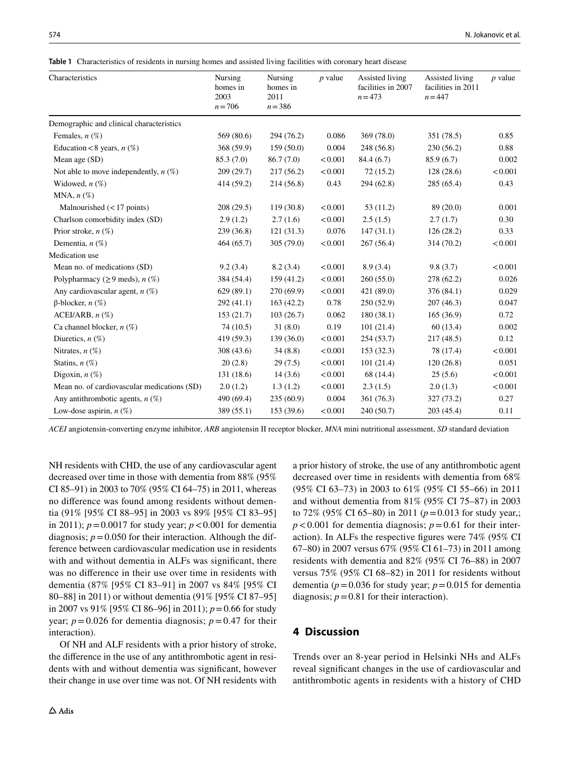**Table 1** Characteristics of residents in nursing homes and assisted living facilities with coronary heart disease

| Characteristics | Nursing homes in 2003 $n = 706$ | Nursing homes in 2011 $n = 386$ | $p$ value | Assisted living facilities in 2007 $n = 473$ | Assisted living facilities in 2011 $n = 447$ | $p$ value |
|---|---|---|---|---|---|---|
| Demographic and clinical characteristics | | | | | | |
| Females, $n$ (%) | 569 (80.6) | 294 (76.2) | 0.086 | 369 (78.0) | 351 (78.5) | 0.85 |
| Education < 8 years, $n$ (%) | 368 (59.9) | 159 (50.0) | 0.004 | 248 (56.8) | 230 (56.2) | 0.88 |
| Mean age (SD) | 85.3 (7.0) | 86.7 (7.0) | < 0.001 | 84.4 (6.7) | 85.9 (6.7) | 0.002 |
| Not able to move independently, $n$ (%) | 209 (29.7) | 217 (56.2) | < 0.001 | 72 (15.2) | 128 (28.6) | < 0.001 |
| Widowed, $n$ (%) | 414 (59.2) | 214 (56.8) | 0.43 | 294 (62.8) | 285 (65.4) | 0.43 |
| MNA, $n$ (%) | | | | | | |
| Malnourished (< 17 points) | 208 (29.5) | 119 (30.8) | < 0.001 | 53 (11.2) | 89 (20.0) | 0.001 |
| Charlson comorbidity index (SD) | 2.9 (1.2) | 2.7 (1.6) | < 0.001 | 2.5 (1.5) | 2.7 (1.7) | 0.30 |
| Prior stroke, $n$ (%) | 239 (36.8) | 121 (31.3) | 0.076 | 147 (31.1) | 126 (28.2) | 0.33 |
| Dementia, $n$ (%) | 464 (65.7) | 305 (79.0) | < 0.001 | 267 (56.4) | 314 (70.2) | < 0.001 |
| Medication use | | | | | | |
| Mean no. of medications (SD) | 9.2 (3.4) | 8.2 (3.4) | < 0.001 | 8.9 (3.4) | 9.8 (3.7) | < 0.001 |
| Polypharmacy (≥ 9 meds), $n$ (%) | 384 (54.4) | 159 (41.2) | < 0.001 | 260 (55.0) | 278 (62.2) | 0.026 |
| Any cardiovascular agent, $n$ (%) | 629 (89.1) | 270 (69.9) | < 0.001 | 421 (89.0) | 376 (84.1) | 0.029 |
| β-blocker, $n$ (%) | 292 (41.1) | 163 (42.2) | 0.78 | 250 (52.9) | 207 (46.3) | 0.047 |
| ACEI/ARB, $n$ (%) | 153 (21.7) | 103 (26.7) | 0.062 | 180 (38.1) | 165 (36.9) | 0.72 |
| Ca channel blocker, $n$ (%) | 74 (10.5) | 31 (8.0) | 0.19 | 101 (21.4) | 60 (13.4) | 0.002 |
| Diuretics, $n$ (%) | 419 (59.3) | 139 (36.0) | < 0.001 | 254 (53.7) | 217 (48.5) | 0.12 |
| Nitrates, $n$ (%) | 308 (43.6) | 34 (8.8) | < 0.001 | 153 (32.3) | 78 (17.4) | < 0.001 |
| Statins, $n$ (%) | 20 (2.8) | 29 (7.5) | < 0.001 | 101 (21.4) | 120 (26.8) | 0.051 |
| Digoxin, $n$ (%) | 131 (18.6) | 14 (3.6) | < 0.001 | 68 (14.4) | 25 (5.6) | < 0.001 |
| Mean no. of cardiovascular medications (SD) | 2.0 (1.2) | 1.3 (1.2) | < 0.001 | 2.3 (1.5) | 2.0 (1.3) | < 0.001 |
| Any antithrombotic agents, $n$ (%) | 490 (69.4) | 235 (60.9) | 0.004 | 361 (76.3) | 327 (73.2) | 0.27 |
| Low-dose aspirin, $n$ (%) | 389 (55.1) | 153 (39.6) | < 0.001 | 240 (50.7) | 203 (45.4) | 0.11 |

*ACEI* angiotensin-converting enzyme inhibitor, *ARB* angiotensin II receptor blocker, *MNA* mini nutritional assessment, *SD* standard deviation

NH residents with CHD, the use of any cardiovascular agent decreased over time in those with dementia from 88% (95% CI 85–91) in 2003 to 70% (95% CI 64–75) in 2011, whereas no difference was found among residents without dementia (91% [95% CI 88–95] in 2003 vs 89% [95% CI 83–95] in 2011); $p = 0.0017$ for study year; $p < 0.001$ for dementia diagnosis; $p = 0.050$ for their interaction. Although the difference between cardiovascular medication use in residents with and without dementia in ALFs was significant, there was no difference in their use over time in residents with dementia (87% [95% CI 83–91] in 2007 vs 84% [95% CI 80–88] in 2011) or without dementia (91% [95% CI 87–95] in 2007 vs 91% [95% CI 86–96] in 2011); $p = 0.66$ for study year; $p = 0.026$ for dementia diagnosis; $p = 0.47$ for their interaction).

Of NH and ALF residents with a prior history of stroke, the difference in the use of any antithrombotic agent in residents with and without dementia was significant, however their change in use over time was not. Of NH residents with a prior history of stroke, the use of any antithrombotic agent decreased over time in residents with dementia from 68% (95% CI 63–73) in 2003 to 61% (95% CI 55–66) in 2011 and without dementia from 81% (95% CI 75–87) in 2003 to 72% (95% CI 65–80) in 2011 ($p = 0.013$ for study year,; $p < 0.001$ for dementia diagnosis; $p = 0.61$ for their interaction). In ALFs the respective figures were 74% (95% CI 67–80) in 2007 versus 67% (95% CI 61–73) in 2011 among residents with dementia and 82% (95% CI 76–88) in 2007 versus 75% (95% CI 68–82) in 2011 for residents without dementia ($p = 0.036$ for study year; $p = 0.015$ for dementia diagnosis; $p = 0.81$ for their interaction).

## 4 Discussion

Trends over an 8-year period in Helsinki NHs and ALFs reveal significant changes in the use of cardiovascular and antithrombotic agents in residents with a history of CHD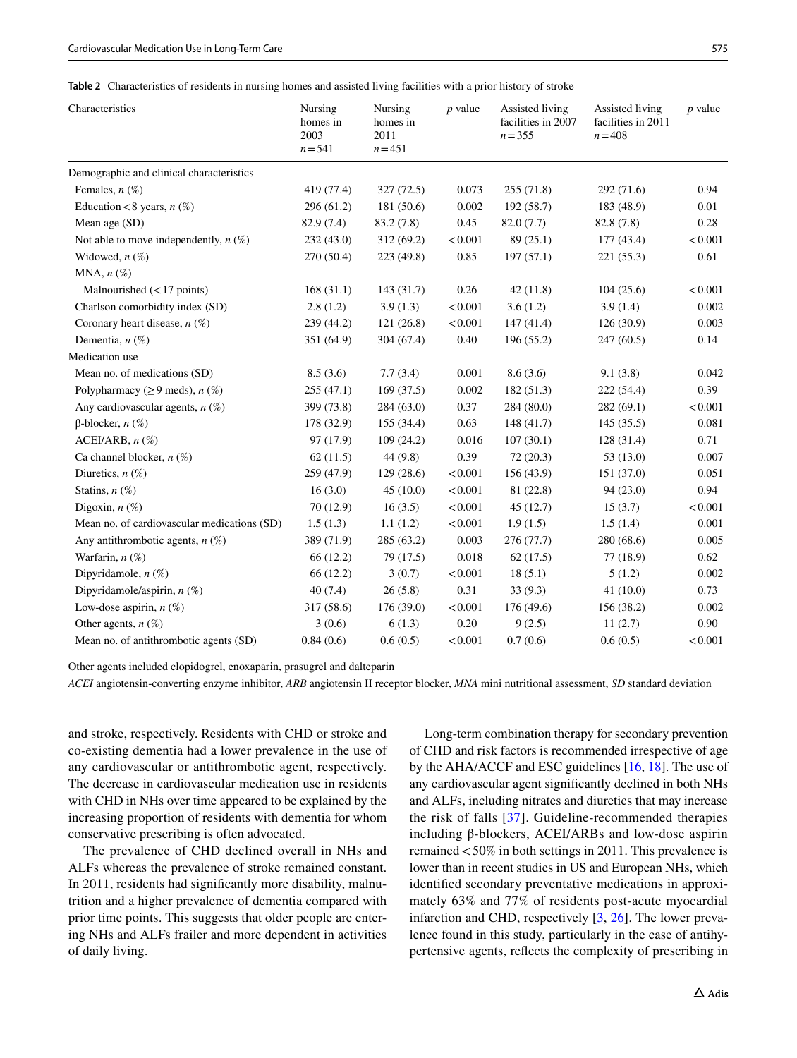**Table 2** Characteristics of residents in nursing homes and assisted living facilities with a prior history of stroke

| Characteristics | Nursing homes in 2003 $n = 541$ | Nursing homes in 2011 $n = 451$ | *p* value | Assisted living facilities in 2007 $n = 355$ | Assisted living facilities in 2011 $n = 408$ | *p* value |
|---|---|---|---|---|---|---|
| Demographic and clinical characteristics | | | | | | |
| Females, *n* (%) | 419 (77.4) | 327 (72.5) | 0.073 | 255 (71.8) | 292 (71.6) | 0.94 |
| Education < 8 years, *n* (%) | 296 (61.2) | 181 (50.6) | 0.002 | 192 (58.7) | 183 (48.9) | 0.01 |
| Mean age (SD) | 82.9 (7.4) | 83.2 (7.8) | 0.45 | 82.0 (7.7) | 82.8 (7.8) | 0.28 |
| Not able to move independently, *n* (%) | 232 (43.0) | 312 (69.2) | < 0.001 | 89 (25.1) | 177 (43.4) | < 0.001 |
| Widowed, *n* (%) | 270 (50.4) | 223 (49.8) | 0.85 | 197 (57.1) | 221 (55.3) | 0.61 |
| MNA, *n* (%) | | | | | | |
| Malnourished (< 17 points) | 168 (31.1) | 143 (31.7) | 0.26 | 42 (11.8) | 104 (25.6) | < 0.001 |
| Charlson comorbidity index (SD) | 2.8 (1.2) | 3.9 (1.3) | < 0.001 | 3.6 (1.2) | 3.9 (1.4) | 0.002 |
| Coronary heart disease, *n* (%) | 239 (44.2) | 121 (26.8) | < 0.001 | 147 (41.4) | 126 (30.9) | 0.003 |
| Dementia, *n* (%) | 351 (64.9) | 304 (67.4) | 0.40 | 196 (55.2) | 247 (60.5) | 0.14 |
| Medication use | | | | | | |
| Mean no. of medications (SD) | 8.5 (3.6) | 7.7 (3.4) | 0.001 | 8.6 (3.6) | 9.1 (3.8) | 0.042 |
| Polypharmacy (≥ 9 meds), *n* (%) | 255 (47.1) | 169 (37.5) | 0.002 | 182 (51.3) | 222 (54.4) | 0.39 |
| Any cardiovascular agents, *n* (%) | 399 (73.8) | 284 (63.0) | 0.37 | 284 (80.0) | 282 (69.1) | < 0.001 |
| β-blocker, *n* (%) | 178 (32.9) | 155 (34.4) | 0.63 | 148 (41.7) | 145 (35.5) | 0.081 |
| ACEI/ARB, *n* (%) | 97 (17.9) | 109 (24.2) | 0.016 | 107 (30.1) | 128 (31.4) | 0.71 |
| Ca channel blocker, *n* (%) | 62 (11.5) | 44 (9.8) | 0.39 | 72 (20.3) | 53 (13.0) | 0.007 |
| Diuretics, *n* (%) | 259 (47.9) | 129 (28.6) | < 0.001 | 156 (43.9) | 151 (37.0) | 0.051 |
| Statins, *n* (%) | 16 (3.0) | 45 (10.0) | < 0.001 | 81 (22.8) | 94 (23.0) | 0.94 |
| Digoxin, *n* (%) | 70 (12.9) | 16 (3.5) | < 0.001 | 45 (12.7) | 15 (3.7) | < 0.001 |
| Mean no. of cardiovascular medications (SD) | 1.5 (1.3) | 1.1 (1.2) | < 0.001 | 1.9 (1.5) | 1.5 (1.4) | 0.001 |
| Any antithrombotic agents, *n* (%) | 389 (71.9) | 285 (63.2) | 0.003 | 276 (77.7) | 280 (68.6) | 0.005 |
| Warfarin, *n* (%) | 66 (12.2) | 79 (17.5) | 0.018 | 62 (17.5) | 77 (18.9) | 0.62 |
| Dipyridamole, *n* (%) | 66 (12.2) | 3 (0.7) | < 0.001 | 18 (5.1) | 5 (1.2) | 0.002 |
| Dipyridamole/aspirin, *n* (%) | 40 (7.4) | 26 (5.8) | 0.31 | 33 (9.3) | 41 (10.0) | 0.73 |
| Low-dose aspirin, *n* (%) | 317 (58.6) | 176 (39.0) | < 0.001 | 176 (49.6) | 156 (38.2) | 0.002 |
| Other agents, *n* (%) | 3 (0.6) | 6 (1.3) | 0.20 | 9 (2.5) | 11 (2.7) | 0.90 |
| Mean no. of antithrombotic agents (SD) | 0.84 (0.6) | 0.6 (0.5) | < 0.001 | 0.7 (0.6) | 0.6 (0.5) | < 0.001 |

Other agents included clopidogrel, enoxaparin, prasugrel and dalteparin

*ACEI* angiotensin-converting enzyme inhibitor, *ARB* angiotensin II receptor blocker, *MNA* mini nutritional assessment, *SD* standard deviation

and stroke, respectively. Residents with CHD or stroke and co-existing dementia had a lower prevalence in the use of any cardiovascular or antithrombotic agent, respectively. The decrease in cardiovascular medication use in residents with CHD in NHs over time appeared to be explained by the increasing proportion of residents with dementia for whom conservative prescribing is often advocated.

The prevalence of CHD declined overall in NHs and ALFs whereas the prevalence of stroke remained constant. In 2011, residents had significantly more disability, malnutrition and a higher prevalence of dementia compared with prior time points. This suggests that older people are entering NHs and ALFs frailer and more dependent in activities of daily living.

Long-term combination therapy for secondary prevention of CHD and risk factors is recommended irrespective of age by the AHA/ACCF and ESC guidelines [16, 18]. The use of any cardiovascular agent significantly declined in both NHs and ALFs, including nitrates and diuretics that may increase the risk of falls [37]. Guideline-recommended therapies including β-blockers, ACEI/ARBs and low-dose aspirin remained < 50% in both settings in 2011. This prevalence is lower than in recent studies in US and European NHs, which identified secondary preventative medications in approximately 63% and 77% of residents post-acute myocardial infarction and CHD, respectively [3, 26]. The lower prevalence found in this study, particularly in the case of antihypertensive agents, reflects the complexity of prescribing in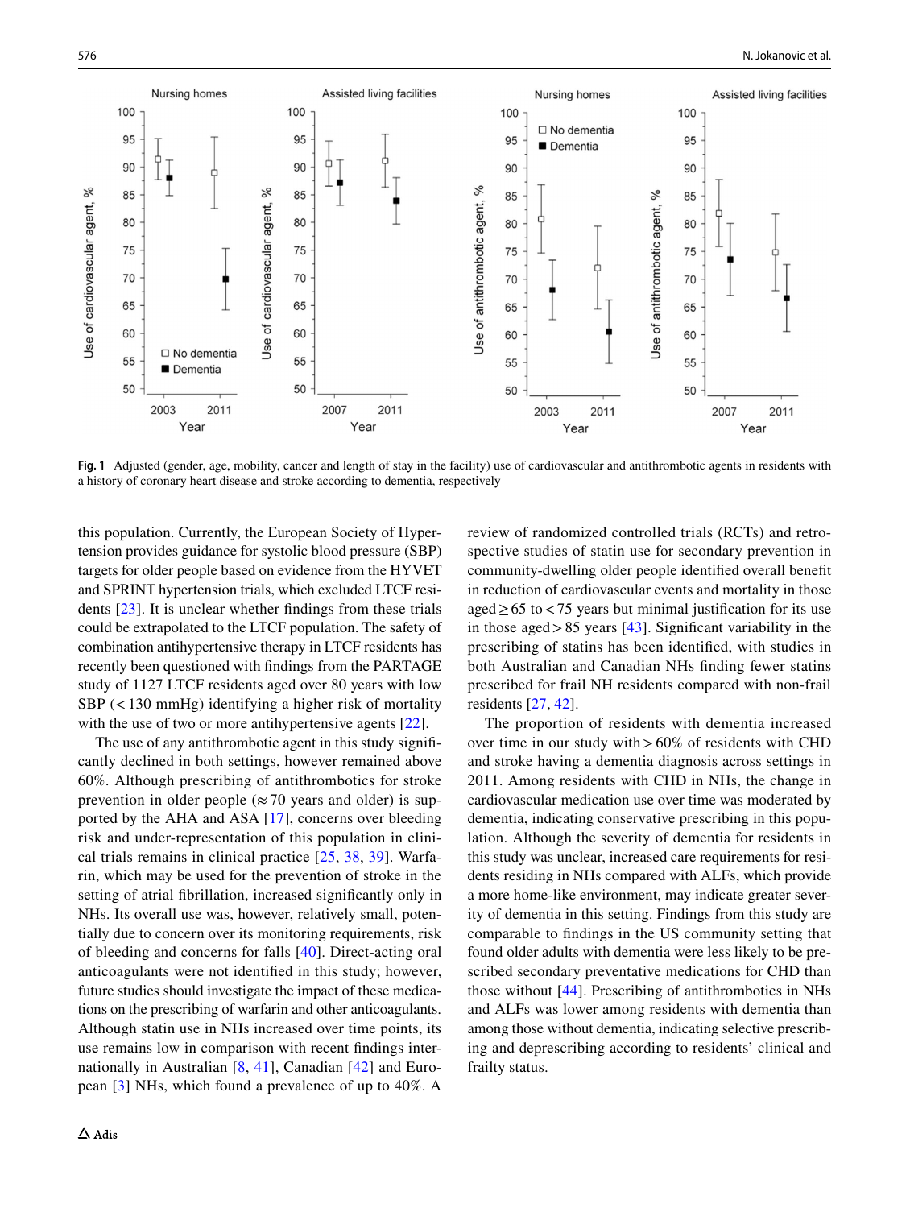**Fig. 1** Adjusted (gender, age, mobility, cancer and length of stay in the facility) use of cardiovascular and antithrombotic agents in residents with a history of coronary heart disease and stroke according to dementia, respectively

this population. Currently, the European Society of Hypertension provides guidance for systolic blood pressure (SBP) targets for older people based on evidence from the HYVET and SPRINT hypertension trials, which excluded LTCF residents [23]. It is unclear whether findings from these trials could be extrapolated to the LTCF population. The safety of combination antihypertensive therapy in LTCF residents has recently been questioned with findings from the PARTAGE study of 1127 LTCF residents aged over 80 years with low SBP (< 130 mmHg) identifying a higher risk of mortality with the use of two or more antihypertensive agents [22].

The use of any antithrombotic agent in this study significantly declined in both settings, however remained above 60%. Although prescribing of antithrombotics for stroke prevention in older people (≈ 70 years and older) is supported by the AHA and ASA [17], concerns over bleeding risk and under-representation of this population in clinical trials remains in clinical practice [25, 38, 39]. Warfarin, which may be used for the prevention of stroke in the setting of atrial fibrillation, increased significantly only in NHs. Its overall use was, however, relatively small, potentially due to concern over its monitoring requirements, risk of bleeding and concerns for falls [40]. Direct-acting oral anticoagulants were not identified in this study; however, future studies should investigate the impact of these medications on the prescribing of warfarin and other anticoagulants. Although statin use in NHs increased over time points, its use remains low in comparison with recent findings internationally in Australian [8, 41], Canadian [42] and European [3] NHs, which found a prevalence of up to 40%. A review of randomized controlled trials (RCTs) and retrospective studies of statin use for secondary prevention in community-dwelling older people identified overall benefit in reduction of cardiovascular events and mortality in those aged ≥ 65 to < 75 years but minimal justification for its use in those aged > 85 years [43]. Significant variability in the prescribing of statins has been identified, with studies in both Australian and Canadian NHs finding fewer statins prescribed for frail NH residents compared with non-frail residents [27, 42].

The proportion of residents with dementia increased over time in our study with > 60% of residents with CHD and stroke having a dementia diagnosis across settings in 2011. Among residents with CHD in NHs, the change in cardiovascular medication use over time was moderated by dementia, indicating conservative prescribing in this population. Although the severity of dementia for residents in this study was unclear, increased care requirements for residents residing in NHs compared with ALFs, which provide a more home-like environment, may indicate greater severity of dementia in this setting. Findings from this study are comparable to findings in the US community setting that found older adults with dementia were less likely to be prescribed secondary preventative medications for CHD than those without [44]. Prescribing of antithrombotics in NHs and ALFs was lower among residents with dementia than among those without dementia, indicating selective prescribing and deprescribing according to residents' clinical and frailty status.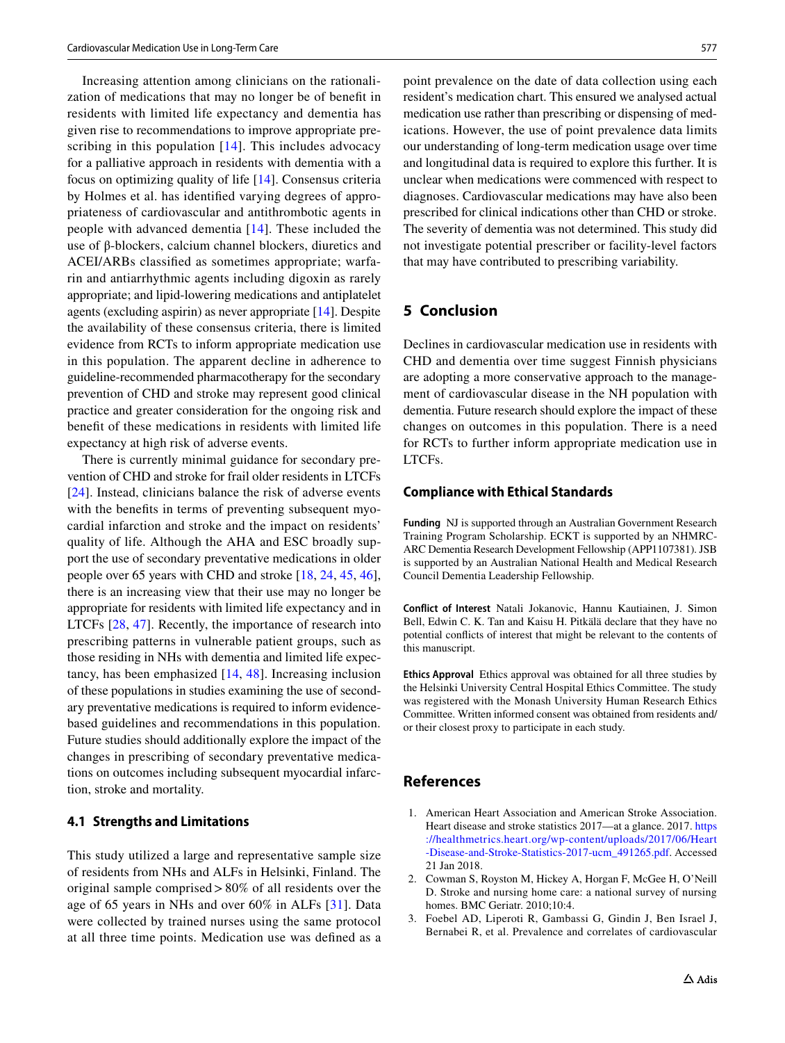Increasing attention among clinicians on the rationalization of medications that may no longer be of benefit in residents with limited life expectancy and dementia has given rise to recommendations to improve appropriate prescribing in this population [14]. This includes advocacy for a palliative approach in residents with dementia with a focus on optimizing quality of life [14]. Consensus criteria by Holmes et al. has identified varying degrees of appropriateness of cardiovascular and antithrombotic agents in people with advanced dementia [14]. These included the use of β-blockers, calcium channel blockers, diuretics and ACEI/ARBs classified as sometimes appropriate; warfarin and antiarrhythmic agents including digoxin as rarely appropriate; and lipid-lowering medications and antiplatelet agents (excluding aspirin) as never appropriate [14]. Despite the availability of these consensus criteria, there is limited evidence from RCTs to inform appropriate medication use in this population. The apparent decline in adherence to guideline-recommended pharmacotherapy for the secondary prevention of CHD and stroke may represent good clinical practice and greater consideration for the ongoing risk and benefit of these medications in residents with limited life expectancy at high risk of adverse events.

There is currently minimal guidance for secondary prevention of CHD and stroke for frail older residents in LTCFs [24]. Instead, clinicians balance the risk of adverse events with the benefits in terms of preventing subsequent myocardial infarction and stroke and the impact on residents' quality of life. Although the AHA and ESC broadly support the use of secondary preventative medications in older people over 65 years with CHD and stroke [18, 24, 45, 46], there is an increasing view that their use may no longer be appropriate for residents with limited life expectancy and in LTCFs [28, 47]. Recently, the importance of research into prescribing patterns in vulnerable patient groups, such as those residing in NHs with dementia and limited life expectancy, has been emphasized [14, 48]. Increasing inclusion of these populations in studies examining the use of secondary preventative medications is required to inform evidence-based guidelines and recommendations in this population. Future studies should additionally explore the impact of the changes in prescribing of secondary preventative medications on outcomes including subsequent myocardial infarction, stroke and mortality.

### 4.1 Strengths and Limitations

This study utilized a large and representative sample size of residents from NHs and ALFs in Helsinki, Finland. The original sample comprised > 80% of all residents over the age of 65 years in NHs and over 60% in ALFs [31]. Data were collected by trained nurses using the same protocol at all three time points. Medication use was defined as a point prevalence on the date of data collection using each resident's medication chart. This ensured we analysed actual medication use rather than prescribing or dispensing of medications. However, the use of point prevalence data limits our understanding of long-term medication usage over time and longitudinal data is required to explore this further. It is unclear when medications were commenced with respect to diagnoses. Cardiovascular medications may have also been prescribed for clinical indications other than CHD or stroke. The severity of dementia was not determined. This study did not investigate potential prescriber or facility-level factors that may have contributed to prescribing variability.

## 5 Conclusion

Declines in cardiovascular medication use in residents with CHD and dementia over time suggest Finnish physicians are adopting a more conservative approach to the management of cardiovascular disease in the NH population with dementia. Future research should explore the impact of these changes on outcomes in this population. There is a need for RCTs to further inform appropriate medication use in LTCFs.

### Compliance with Ethical Standards

**Funding** NJ is supported through an Australian Government Research Training Program Scholarship. ECKT is supported by an NHMRC-ARC Dementia Research Development Fellowship (APP1107381). JSB is supported by an Australian National Health and Medical Research Council Dementia Leadership Fellowship.

**Conflict of Interest** Natali Jokanovic, Hannu Kautiainen, J. Simon Bell, Edwin C. K. Tan and Kaisu H. Pitkälä declare that they have no potential conflicts of interest that might be relevant to the contents of this manuscript.

**Ethics Approval** Ethics approval was obtained for all three studies by the Helsinki University Central Hospital Ethics Committee. The study was registered with the Monash University Human Research Ethics Committee. Written informed consent was obtained from residents and/or their closest proxy to participate in each study.

## References

1. American Heart Association and American Stroke Association. Heart disease and stroke statistics 2017—at a glance. 2017. https://healthmetrics.heart.org/wp-content/uploads/2017/06/Heart-Disease-and-Stroke-Statistics-2017-ucm_491265.pdf. Accessed 21 Jan 2018.
2. Cowman S, Royston M, Hickey A, Horgan F, McGee H, O'Neill D. Stroke and nursing home care: a national survey of nursing homes. BMC Geriatr. 2010;10:4.
3. Foebel AD, Liperoti R, Gambassi G, Gindin J, Ben Israel J, Bernabei R, et al. Prevalence and correlates of cardiovascular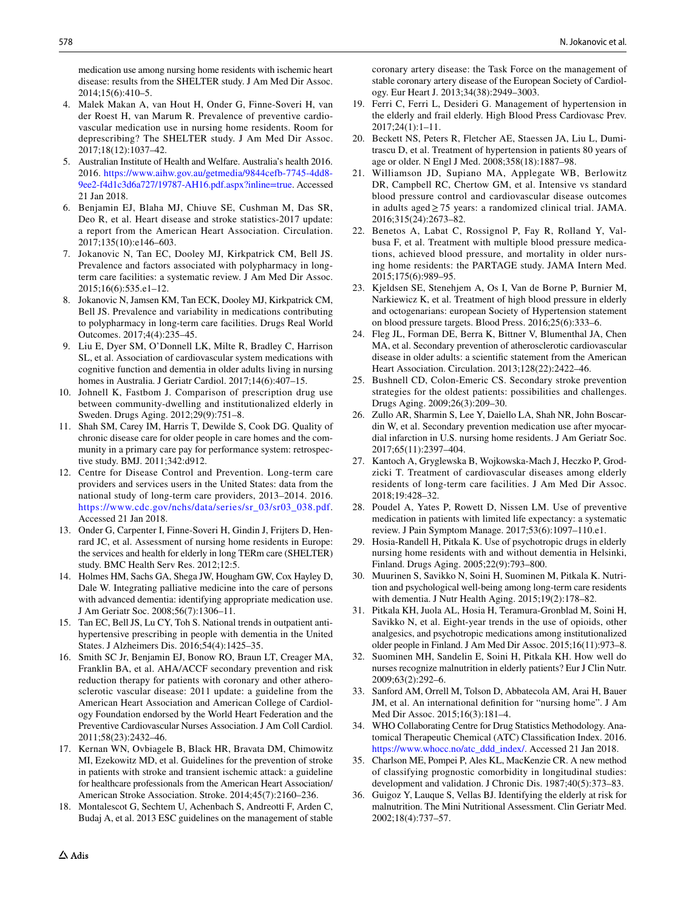medication use among nursing home residents with ischemic heart disease: results from the SHELTER study. J Am Med Dir Assoc. 2014;15(6):410–5.

4. Malek Makan A, van Hout H, Onder G, Finne-Soveri H, van der Roest H, van Marum R. Prevalence of preventive cardiovascular medication use in nursing home residents. Room for deprescribing? The SHELTER study. J Am Med Dir Assoc. 2017;18(12):1037–42.
5. Australian Institute of Health and Welfare. Australia's health 2016. 2016. https://www.aihw.gov.au/getmedia/9844cefb-7745-4dd8-9ee2-f4d1c3d6a727/19787-AH16.pdf.aspx?inline=true. Accessed 21 Jan 2018.
6. Benjamin EJ, Blaha MJ, Chiuve SE, Cushman M, Das SR, Deo R, et al. Heart disease and stroke statistics-2017 update: a report from the American Heart Association. Circulation. 2017;135(10):e146–603.
7. Jokanovic N, Tan EC, Dooley MJ, Kirkpatrick CM, Bell JS. Prevalence and factors associated with polypharmacy in long-term care facilities: a systematic review. J Am Med Dir Assoc. 2015;16(6):535.e1–12.
8. Jokanovic N, Jamsen KM, Tan ECK, Dooley MJ, Kirkpatrick CM, Bell JS. Prevalence and variability in medications contributing to polypharmacy in long-term care facilities. Drugs Real World Outcomes. 2017;4(4):235–45.
9. Liu E, Dyer SM, O'Donnell LK, Milte R, Bradley C, Harrison SL, et al. Association of cardiovascular system medications with cognitive function and dementia in older adults living in nursing homes in Australia. J Geriatr Cardiol. 2017;14(6):407–15.
10. Johnell K, Fastbom J. Comparison of prescription drug use between community-dwelling and institutionalized elderly in Sweden. Drugs Aging. 2012;29(9):751–8.
11. Shah SM, Carey IM, Harris T, Dewilde S, Cook DG. Quality of chronic disease care for older people in care homes and the community in a primary care pay for performance system: retrospective study. BMJ. 2011;342:d912.
12. Centre for Disease Control and Prevention. Long-term care providers and services users in the United States: data from the national study of long-term care providers, 2013–2014. 2016. https://www.cdc.gov/nchs/data/series/sr_03/sr03_038.pdf. Accessed 21 Jan 2018.
13. Onder G, Carpenter I, Finne-Soveri H, Gindin J, Frijters D, Henrard JC, et al. Assessment of nursing home residents in Europe: the services and health for elderly in long TERm care (SHELTER) study. BMC Health Serv Res. 2012;12:5.
14. Holmes HM, Sachs GA, Shega JW, Hougham GW, Cox Hayley D, Dale W. Integrating palliative medicine into the care of persons with advanced dementia: identifying appropriate medication use. J Am Geriatr Soc. 2008;56(7):1306–11.
15. Tan EC, Bell JS, Lu CY, Toh S. National trends in outpatient antihypertensive prescribing in people with dementia in the United States. J Alzheimers Dis. 2016;54(4):1425–35.
16. Smith SC Jr, Benjamin EJ, Bonow RO, Braun LT, Creager MA, Franklin BA, et al. AHA/ACCF secondary prevention and risk reduction therapy for patients with coronary and other atherosclerotic vascular disease: 2011 update: a guideline from the American Heart Association and American College of Cardiology Foundation endorsed by the World Heart Federation and the Preventive Cardiovascular Nurses Association. J Am Coll Cardiol. 2011;58(23):2432–46.
17. Kernan WN, Ovbiagele B, Black HR, Bravata DM, Chimowitz MI, Ezekowitz MD, et al. Guidelines for the prevention of stroke in patients with stroke and transient ischemic attack: a guideline for healthcare professionals from the American Heart Association/American Stroke Association. Stroke. 2014;45(7):2160–236.
18. Montalescot G, Sechtem U, Achenbach S, Andreotti F, Arden C, Budaj A, et al. 2013 ESC guidelines on the management of stable coronary artery disease: the Task Force on the management of stable coronary artery disease of the European Society of Cardiology. Eur Heart J. 2013;34(38):2949–3003.
19. Ferri C, Ferri L, Desideri G. Management of hypertension in the elderly and frail elderly. High Blood Press Cardiovasc Prev. 2017;24(1):1–11.
20. Beckett NS, Peters R, Fletcher AE, Staessen JA, Liu L, Dumitrascu D, et al. Treatment of hypertension in patients 80 years of age or older. N Engl J Med. 2008;358(18):1887–98.
21. Williamson JD, Supiano MA, Applegate WB, Berlowitz DR, Campbell RC, Chertow GM, et al. Intensive vs standard blood pressure control and cardiovascular disease outcomes in adults aged ≥ 75 years: a randomized clinical trial. JAMA. 2016;315(24):2673–82.
22. Benetos A, Labat C, Rossignol P, Fay R, Rolland Y, Valbusa F, et al. Treatment with multiple blood pressure medications, achieved blood pressure, and mortality in older nursing home residents: the PARTAGE study. JAMA Intern Med. 2015;175(6):989–95.
23. Kjeldsen SE, Stenehjem A, Os I, Van de Borne P, Burnier M, Narkiewicz K, et al. Treatment of high blood pressure in elderly and octogenarians: european Society of Hypertension statement on blood pressure targets. Blood Press. 2016;25(6):333–6.
24. Fleg JL, Forman DE, Berra K, Bittner V, Blumenthal JA, Chen MA, et al. Secondary prevention of atherosclerotic cardiovascular disease in older adults: a scientific statement from the American Heart Association. Circulation. 2013;128(22):2422–46.
25. Bushnell CD, Colon-Emeric CS. Secondary stroke prevention strategies for the oldest patients: possibilities and challenges. Drugs Aging. 2009;26(3):209–30.
26. Zullo AR, Sharmin S, Lee Y, Daiello LA, Shah NR, John Boscardin W, et al. Secondary prevention medication use after myocardial infarction in U.S. nursing home residents. J Am Geriatr Soc. 2017;65(11):2397–404.
27. Kantoch A, Gryglewska B, Wojkowska-Mach J, Heczko P, Grodzicki T. Treatment of cardiovascular diseases among elderly residents of long-term care facilities. J Am Med Dir Assoc. 2018;19:428–32.
28. Poudel A, Yates P, Rowett D, Nissen LM. Use of preventive medication in patients with limited life expectancy: a systematic review. J Pain Symptom Manage. 2017;53(6):1097–110.e1.
29. Hosia-Randell H, Pitkala K. Use of psychotropic drugs in elderly nursing home residents with and without dementia in Helsinki, Finland. Drugs Aging. 2005;22(9):793–800.
30. Muurinen S, Savikko N, Soini H, Suominen M, Pitkala K. Nutrition and psychological well-being among long-term care residents with dementia. J Nutr Health Aging. 2015;19(2):178–82.
31. Pitkala KH, Juola AL, Hosia H, Teramura-Gronblad M, Soini H, Savikko N, et al. Eight-year trends in the use of opioids, other analgesics, and psychotropic medications among institutionalized older people in Finland. J Am Med Dir Assoc. 2015;16(11):973–8.
32. Suominen MH, Sandelin E, Soini H, Pitkala KH. How well do nurses recognize malnutrition in elderly patients? Eur J Clin Nutr. 2009;63(2):292–6.
33. Sanford AM, Orrell M, Tolson D, Abbatecola AM, Arai H, Bauer JM, et al. An international definition for "nursing home". J Am Med Dir Assoc. 2015;16(3):181–4.
34. WHO Collaborating Centre for Drug Statistics Methodology. Anatomical Therapeutic Chemical (ATC) Classification Index. 2016. https://www.whocc.no/atc_ddd_index/. Accessed 21 Jan 2018.
35. Charlson ME, Pompei P, Ales KL, MacKenzie CR. A new method of classifying prognostic comorbidity in longitudinal studies: development and validation. J Chronic Dis. 1987;40(5):373–83.
36. Guigoz Y, Lauque S, Vellas BJ. Identifying the elderly at risk for malnutrition. The Mini Nutritional Assessment. Clin Geriatr Med. 2002;18(4):737–57.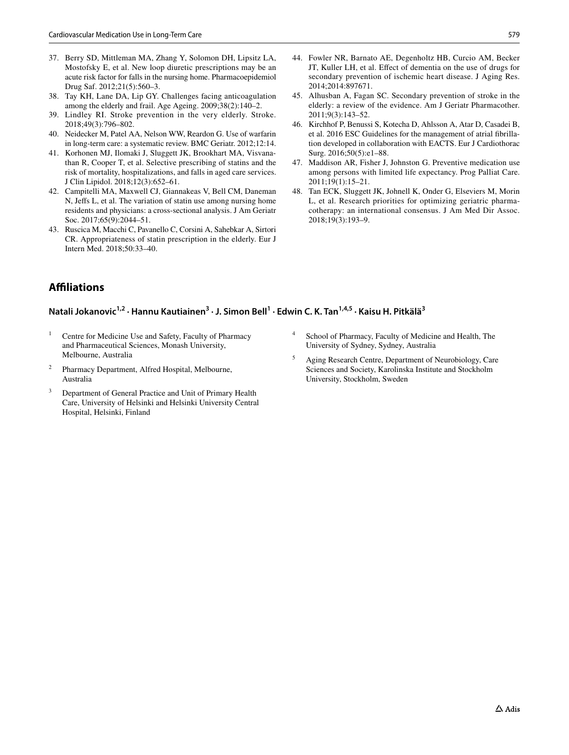37. Berry SD, Mittleman MA, Zhang Y, Solomon DH, Lipsitz LA, Mostofsky E, et al. New loop diuretic prescriptions may be an acute risk factor for falls in the nursing home. Pharmacoepidemiol Drug Saf. 2012;21(5):560–3.
38. Tay KH, Lane DA, Lip GY. Challenges facing anticoagulation among the elderly and frail. Age Ageing. 2009;38(2):140–2.
39. Lindley RI. Stroke prevention in the very elderly. Stroke. 2018;49(3):796–802.
40. Neidecker M, Patel AA, Nelson WW, Reardon G. Use of warfarin in long-term care: a systematic review. BMC Geriatr. 2012;12:14.
41. Korhonen MJ, Ilomaki J, Sluggett JK, Brookhart MA, Visvanathan R, Cooper T, et al. Selective prescribing of statins and the risk of mortality, hospitalizations, and falls in aged care services. J Clin Lipidol. 2018;12(3):652–61.
42. Campitelli MA, Maxwell CJ, Giannakeas V, Bell CM, Daneman N, Jeffs L, et al. The variation of statin use among nursing home residents and physicians: a cross-sectional analysis. J Am Geriatr Soc. 2017;65(9):2044–51.
43. Ruscica M, Macchi C, Pavanello C, Corsini A, Sahebkar A, Sirtori CR. Appropriateness of statin prescription in the elderly. Eur J Intern Med. 2018;50:33–40.
44. Fowler NR, Barnato AE, Degenholtz HB, Curcio AM, Becker JT, Kuller LH, et al. Effect of dementia on the use of drugs for secondary prevention of ischemic heart disease. J Aging Res. 2014;2014:897671.
45. Alhusban A, Fagan SC. Secondary prevention of stroke in the elderly: a review of the evidence. Am J Geriatr Pharmacother. 2011;9(3):143–52.
46. Kirchhof P, Benussi S, Kotecha D, Ahlsson A, Atar D, Casadei B, et al. 2016 ESC Guidelines for the management of atrial fibrillation developed in collaboration with EACTS. Eur J Cardiothorac Surg. 2016;50(5):e1–88.
47. Maddison AR, Fisher J, Johnston G. Preventive medication use among persons with limited life expectancy. Prog Palliat Care. 2011;19(1):15–21.
48. Tan ECK, Sluggett JK, Johnell K, Onder G, Elseviers M, Morin L, et al. Research priorities for optimizing geriatric pharmacotherapy: an international consensus. J Am Med Dir Assoc. 2018;19(3):193–9.

## Affiliations

**Natali Jokanovic[1,2] · Hannu Kautiainen[3] · J. Simon Bell[1] · Edwin C. K. Tan[1,4,5] · Kaisu H. Pitkälä[3]**

1. Centre for Medicine Use and Safety, Faculty of Pharmacy and Pharmaceutical Sciences, Monash University, Melbourne, Australia
2. Pharmacy Department, Alfred Hospital, Melbourne, Australia
3. Department of General Practice and Unit of Primary Health Care, University of Helsinki and Helsinki University Central Hospital, Helsinki, Finland
4. School of Pharmacy, Faculty of Medicine and Health, The University of Sydney, Sydney, Australia
5. Aging Research Centre, Department of Neurobiology, Care Sciences and Society, Karolinska Institute and Stockholm University, Stockholm, Sweden